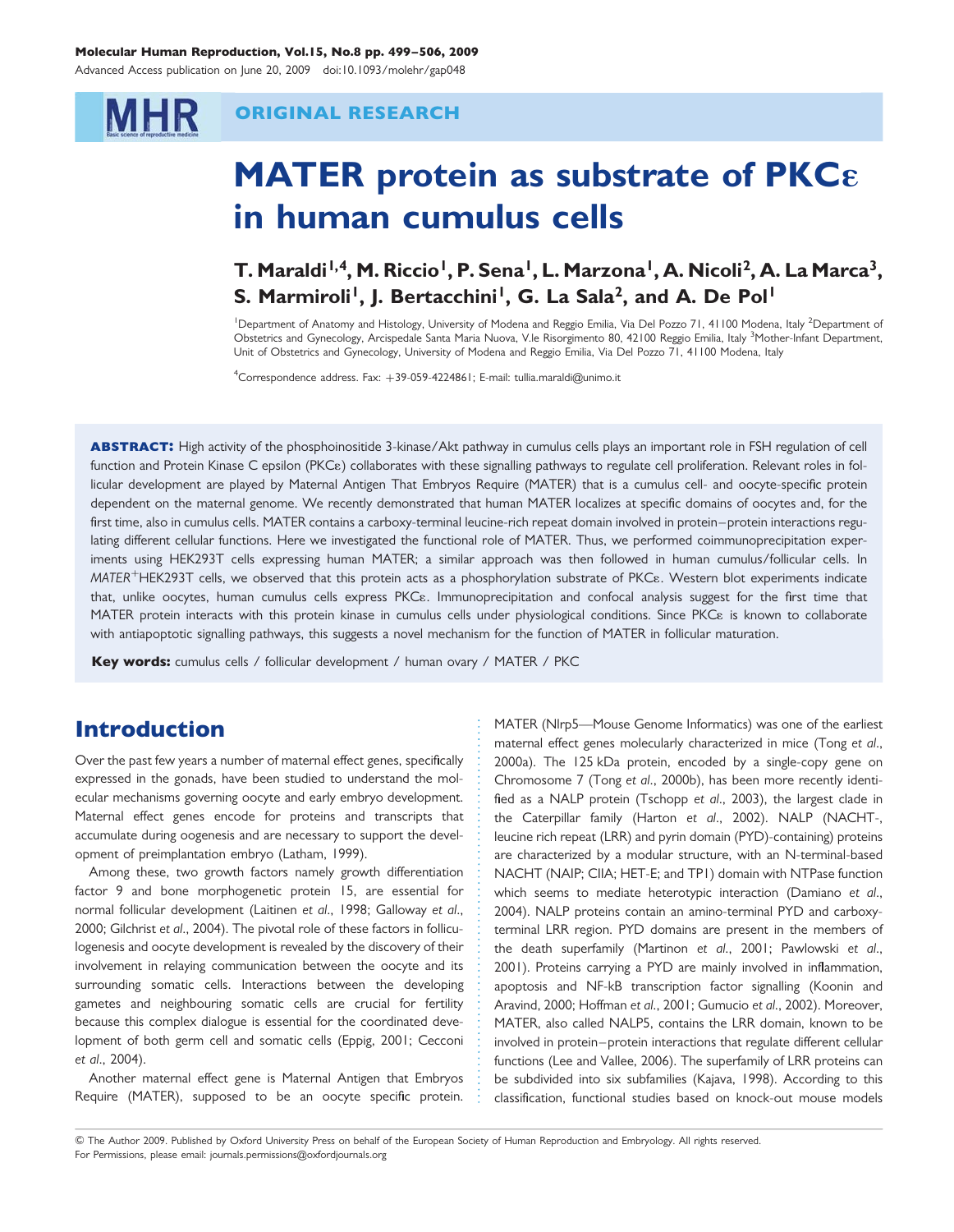ORIGINAL RESEARCH

# MATER protein as substrate of PKCε in human cumulus cells

**T. Maraldi[1,4], M. Riccio[1], P. Sena[1], L. Marzona[1], A. Nicoli[2], A. La Marca[3], S. Marmiroli[1], J. Bertacchini[1], G. La Sala[2], and A. De Pol[1]**

[1]Department of Anatomy and Histology, University of Modena and Reggio Emilia, Via Del Pozzo 71, 41100 Modena, Italy [2]Department of Obstetrics and Gynecology, Arcispedale Santa Maria Nuova, V.le Risorgimento 80, 42100 Reggio Emilia, Italy [3]Mother-Infant Department, Unit of Obstetrics and Gynecology, University of Modena and Reggio Emilia, Via Del Pozzo 71, 41100 Modena, Italy

[4]Correspondence address. Fax: +39-059-4224861; E-mail: tullia.maraldi@unimo.it

**ABSTRACT:** High activity of the phosphoinositide 3-kinase/Akt pathway in cumulus cells plays an important role in FSH regulation of cell function and Protein Kinase C epsilon (PKCε) collaborates with these signalling pathways to regulate cell proliferation. Relevant roles in follicular development are played by Maternal Antigen That Embryos Require (MATER) that is a cumulus cell- and oocyte-specific protein dependent on the maternal genome. We recently demonstrated that human MATER localizes at specific domains of oocytes and, for the first time, also in cumulus cells. MATER contains a carboxy-terminal leucine-rich repeat domain involved in protein–protein interactions regulating different cellular functions. Here we investigated the functional role of MATER. Thus, we performed coimmunoprecipitation experiments using HEK293T cells expressing human MATER; a similar approach was then followed in human cumulus/follicular cells. In *MATER*$^{+}$HEK293T cells, we observed that this protein acts as a phosphorylation substrate of PKCε. Western blot experiments indicate that, unlike oocytes, human cumulus cells express PKCε. Immunoprecipitation and confocal analysis suggest for the first time that MATER protein interacts with this protein kinase in cumulus cells under physiological conditions. Since PKCε is known to collaborate with antiapoptotic signalling pathways, this suggests a novel mechanism for the function of MATER in follicular maturation.

**Key words:** cumulus cells / follicular development / human ovary / MATER / PKC

## Introduction

Over the past few years a number of maternal effect genes, specifically expressed in the gonads, have been studied to understand the molecular mechanisms governing oocyte and early embryo development. Maternal effect genes encode for proteins and transcripts that accumulate during oogenesis and are necessary to support the development of preimplantation embryo (Latham, 1999).

Among these, two growth factors namely growth differentiation factor 9 and bone morphogenetic protein 15, are essential for normal follicular development (Laitinen *et al*., 1998; Galloway *et al*., 2000; Gilchrist *et al*., 2004). The pivotal role of these factors in folliculogenesis and oocyte development is revealed by the discovery of their involvement in relaying communication between the oocyte and its surrounding somatic cells. Interactions between the developing gametes and neighbouring somatic cells are crucial for fertility because this complex dialogue is essential for the coordinated development of both germ cell and somatic cells (Eppig, 2001; Cecconi *et al*., 2004).

Another maternal effect gene is Maternal Antigen that Embryos Require (MATER), supposed to be an oocyte specific protein. MATER (Nlrp5—Mouse Genome Informatics) was one of the earliest maternal effect genes molecularly characterized in mice (Tong *et al*., 2000a). The 125 kDa protein, encoded by a single-copy gene on Chromosome 7 (Tong *et al*., 2000b), has been more recently identified as a NALP protein (Tschopp *et al*., 2003), the largest clade in the Caterpillar family (Harton *et al*., 2002). NALP (NACHT-, leucine rich repeat (LRR) and pyrin domain (PYD)-containing) proteins are characterized by a modular structure, with an N-terminal-based NACHT (NAIP; CIIA; HET-E; and TP1) domain with NTPase function which seems to mediate heterotypic interaction (Damiano *et al*., 2004). NALP proteins contain an amino-terminal PYD and carboxy-terminal LRR region. PYD domains are present in the members of the death superfamily (Martinon *et al*., 2001; Pawlowski *et al*., 2001). Proteins carrying a PYD are mainly involved in inflammation, apoptosis and NF-kB transcription factor signalling (Koonin and Aravind, 2000; Hoffman *et al*., 2001; Gumucio *et al*., 2002). Moreover, MATER, also called NALP5, contains the LRR domain, known to be involved in protein–protein interactions that regulate different cellular functions (Lee and Vallee, 2006). The superfamily of LRR proteins can be subdivided into six subfamilies (Kajava, 1998). According to this classification, functional studies based on knock-out mouse models

© The Author 2009. Published by Oxford University Press on behalf of the European Society of Human Reproduction and Embryology. All rights reserved. For Permissions, please email: journals.permissions@oxfordjournals.org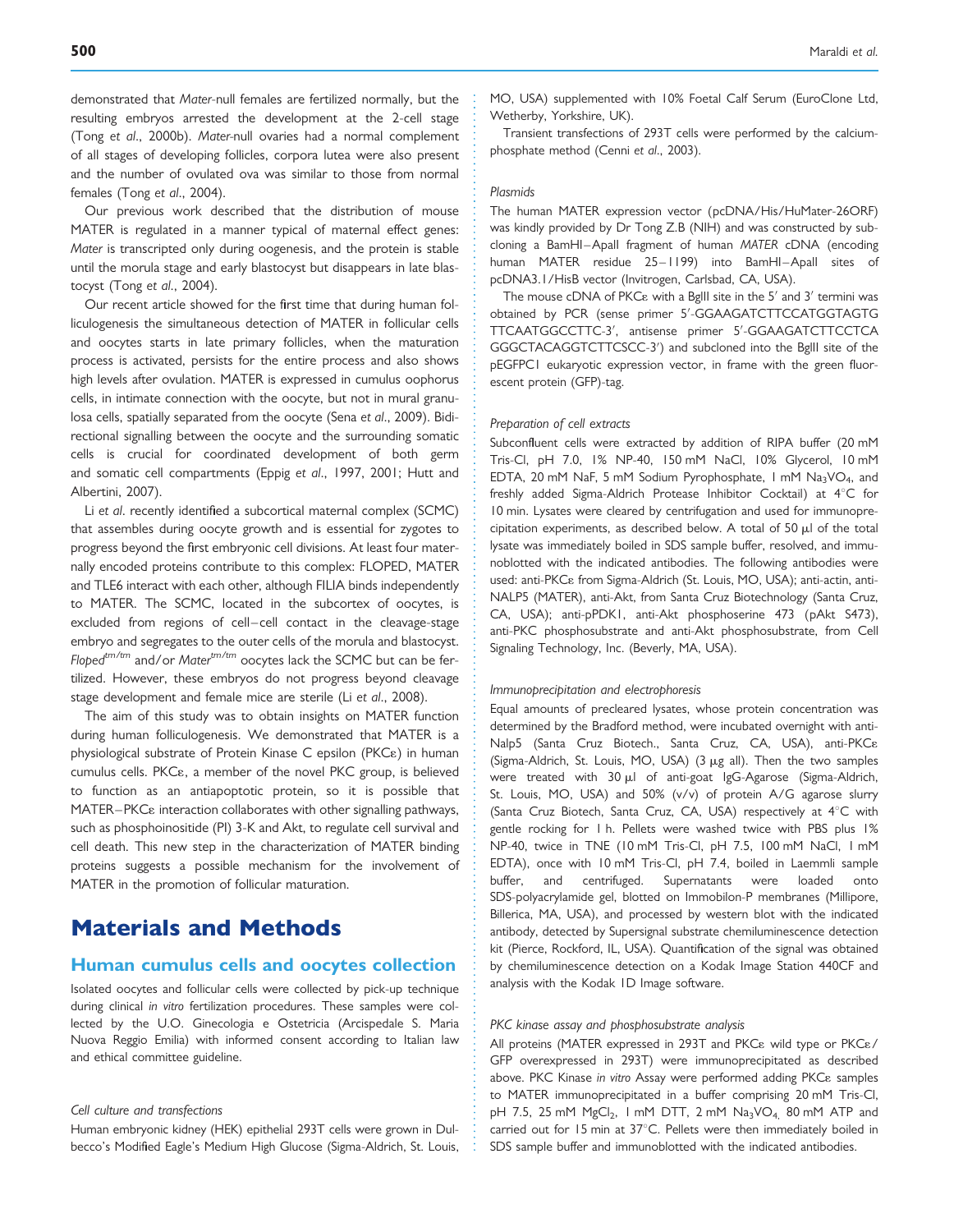demonstrated that *Mater*-null females are fertilized normally, but the resulting embryos arrested the development at the 2-cell stage (Tong *et al*., 2000b). *Mater*-null ovaries had a normal complement of all stages of developing follicles, corpora lutea were also present and the number of ovulated ova was similar to those from normal females (Tong *et al*., 2004).

Our previous work described that the distribution of mouse MATER is regulated in a manner typical of maternal effect genes: *Mater* is transcripted only during oogenesis, and the protein is stable until the morula stage and early blastocyst but disappears in late blastocyst (Tong *et al*., 2004).

Our recent article showed for the first time that during human folliculogenesis the simultaneous detection of MATER in follicular cells and oocytes starts in late primary follicles, when the maturation process is activated, persists for the entire process and also shows high levels after ovulation. MATER is expressed in cumulus oophorus cells, in intimate connection with the oocyte, but not in mural granulosa cells, spatially separated from the oocyte (Sena *et al*., 2009). Bidirectional signalling between the oocyte and the surrounding somatic cells is crucial for coordinated development of both germ and somatic cell compartments (Eppig *et al*., 1997, 2001; Hutt and Albertini, 2007).

Li *et al*. recently identified a subcortical maternal complex (SCMC) that assembles during oocyte growth and is essential for zygotes to progress beyond the first embryonic cell divisions. At least four maternally encoded proteins contribute to this complex: FLOPED, MATER and TLE6 interact with each other, although FILIA binds independently to MATER. The SCMC, located in the subcortex of oocytes, is excluded from regions of cell–cell contact in the cleavage-stage embryo and segregates to the outer cells of the morula and blastocyst. *Floped*$^{tm/tm}$ and/or *Mater*$^{tm/tm}$ oocytes lack the SCMC but can be fertilized. However, these embryos do not progress beyond cleavage stage development and female mice are sterile (Li *et al*., 2008).

The aim of this study was to obtain insights on MATER function during human folliculogenesis. We demonstrated that MATER is a physiological substrate of Protein Kinase C epsilon (PKCε) in human cumulus cells. PKCε, a member of the novel PKC group, is believed to function as an antiapoptotic protein, so it is possible that MATER–PKCε interaction collaborates with other signalling pathways, such as phosphoinositide (PI) 3-K and Akt, to regulate cell survival and cell death. This new step in the characterization of MATER binding proteins suggests a possible mechanism for the involvement of MATER in the promotion of follicular maturation.

# Materials and Methods

## Human cumulus cells and oocytes collection

Isolated oocytes and follicular cells were collected by pick-up technique during clinical *in vitro* fertilization procedures. These samples were collected by the U.O. Ginecologia e Ostetricia (Arcispedale S. Maria Nuova Reggio Emilia) with informed consent according to Italian law and ethical committee guideline.

### *Cell culture and transfections*

Human embryonic kidney (HEK) epithelial 293T cells were grown in Dulbecco's Modified Eagle's Medium High Glucose (Sigma-Aldrich, St. Louis, MO, USA) supplemented with 10% Foetal Calf Serum (EuroClone Ltd, Wetherby, Yorkshire, UK).

Transient transfections of 293T cells were performed by the calcium-phosphate method (Cenni *et al*., 2003).

### *Plasmids*

The human MATER expression vector (pcDNA/His/HuMater-26ORF) was kindly provided by Dr Tong Z.B (NIH) and was constructed by subcloning a BamHI–ApaII fragment of human *MATER* cDNA (encoding human MATER residue 25–1199) into BamHI–ApaII sites of pcDNA3.1/HisB vector (Invitrogen, Carlsbad, CA, USA).

The mouse cDNA of PKCε with a BglII site in the 5′ and 3′ termini was obtained by PCR (sense primer 5′-GGAAGATCTTCCATGGTAGTG TTCAATGGCCTTC-3′, antisense primer 5′-GGAAGATCTTCCTCA GGGCTACAGGTCTTCSCC-3′) and subcloned into the BglII site of the pEGFPC1 eukaryotic expression vector, in frame with the green fluorescent protein (GFP)-tag.

### *Preparation of cell extracts*

Subconfluent cells were extracted by addition of RIPA buffer (20 mM Tris-Cl, pH 7.0, 1% NP-40, 150 mM NaCl, 10% Glycerol, 10 mM EDTA, 20 mM NaF, 5 mM Sodium Pyrophosphate, 1 mM $Na_3VO_4$, and freshly added Sigma-Aldrich Protease Inhibitor Cocktail) at 4°C for 10 min. Lysates were cleared by centrifugation and used for immunoprecipitation experiments, as described below. A total of 50 µl of the total lysate was immediately boiled in SDS sample buffer, resolved, and immunoblotted with the indicated antibodies. The following antibodies were used: anti-PKCε from Sigma-Aldrich (St. Louis, MO, USA); anti-actin, anti-NALP5 (MATER), anti-Akt, from Santa Cruz Biotechnology (Santa Cruz, CA, USA); anti-pPDK1, anti-Akt phosphoserine 473 (pAkt S473), anti-PKC phosphosubstrate and anti-Akt phosphosubstrate, from Cell Signaling Technology, Inc. (Beverly, MA, USA).

### *Immunoprecipitation and electrophoresis*

Equal amounts of precleared lysates, whose protein concentration was determined by the Bradford method, were incubated overnight with anti-Nalp5 (Santa Cruz Biotech., Santa Cruz, CA, USA), anti-PKCε (Sigma-Aldrich, St. Louis, MO, USA) (3 µg all). Then the two samples were treated with 30 µl of anti-goat IgG-Agarose (Sigma-Aldrich, St. Louis, MO, USA) and 50% (v/v) of protein A/G agarose slurry (Santa Cruz Biotech, Santa Cruz, CA, USA) respectively at 4°C with gentle rocking for 1 h. Pellets were washed twice with PBS plus 1% NP-40, twice in TNE (10 mM Tris-Cl, pH 7.5, 100 mM NaCl, 1 mM EDTA), once with 10 mM Tris-Cl, pH 7.4, boiled in Laemmli sample buffer, and centrifuged. Supernatants were loaded onto SDS-polyacrylamide gel, blotted on Immobilon-P membranes (Millipore, Billerica, MA, USA), and processed by western blot with the indicated antibody, detected by Supersignal substrate chemiluminescence detection kit (Pierce, Rockford, IL, USA). Quantification of the signal was obtained by chemiluminescence detection on a Kodak Image Station 440CF and analysis with the Kodak 1D Image software.

### *PKC kinase assay and phosphosubstrate analysis*

All proteins (MATER expressed in 293T and PKCε wild type or PKCε/GFP overexpressed in 293T) were immunoprecipitated as described above. PKC Kinase *in vitro* Assay were performed adding PKCε samples to MATER immunoprecipitated in a buffer comprising 20 mM Tris-Cl, pH 7.5, 25 mM $MgCl_2$, 1 mM DTT, 2 mM $Na_3VO_4$, 80 mM ATP and carried out for 15 min at 37°C. Pellets were then immediately boiled in SDS sample buffer and immunoblotted with the indicated antibodies.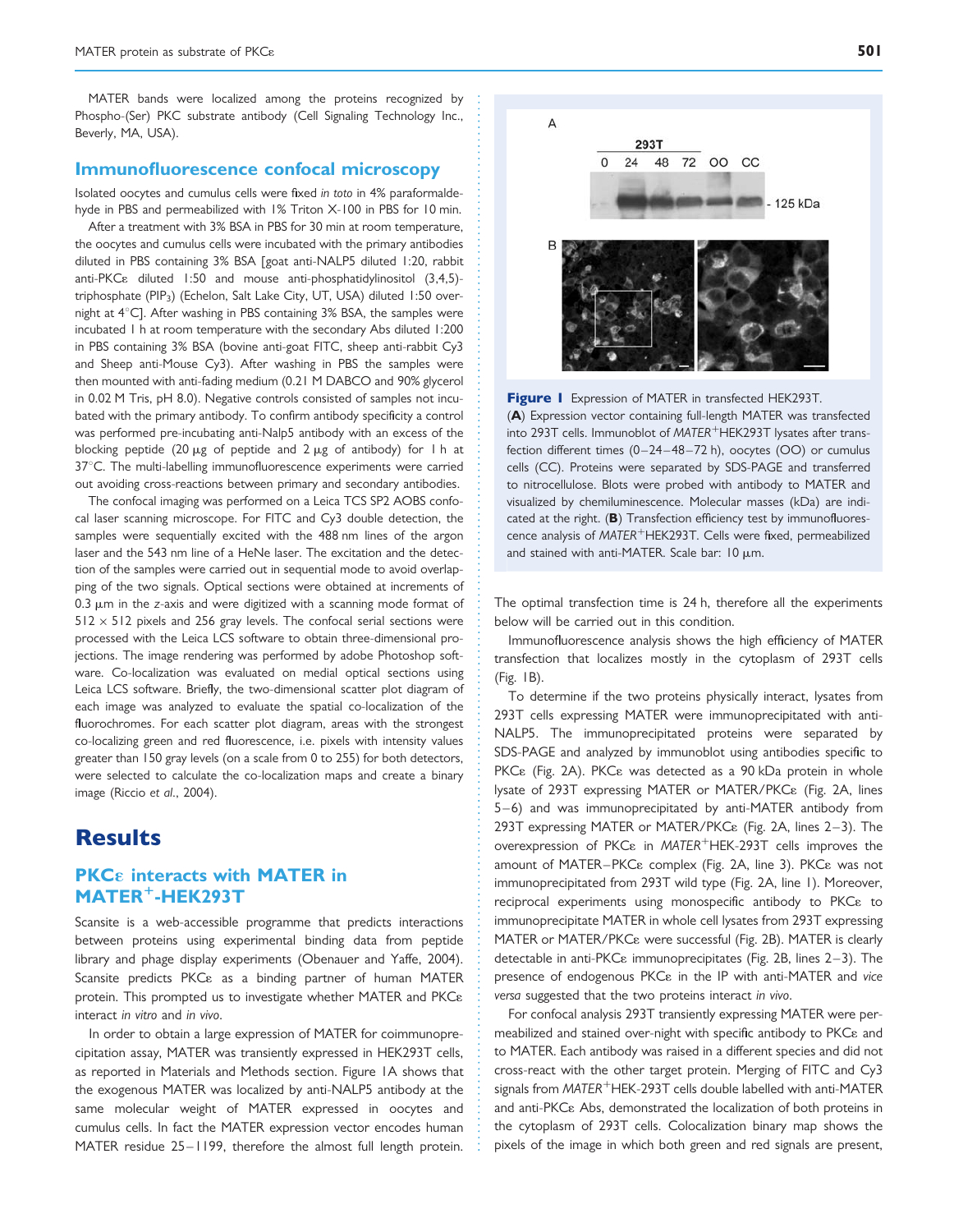MATER bands were localized among the proteins recognized by Phospho-(Ser) PKC substrate antibody (Cell Signaling Technology Inc., Beverly, MA, USA).

## Immunofluorescence confocal microscopy

Isolated oocytes and cumulus cells were fixed *in toto* in 4% paraformaldehyde in PBS and permeabilized with 1% Triton X-100 in PBS for 10 min.

After a treatment with 3% BSA in PBS for 30 min at room temperature, the oocytes and cumulus cells were incubated with the primary antibodies diluted in PBS containing 3% BSA [goat anti-NALP5 diluted 1:20, rabbit anti-PKCε diluted 1:50 and mouse anti-phosphatidylinositol (3,4,5)-triphosphate ($PIP_3$) (Echelon, Salt Lake City, UT, USA) diluted 1:50 overnight at 4°C]. After washing in PBS containing 3% BSA, the samples were incubated 1 h at room temperature with the secondary Abs diluted 1:200 in PBS containing 3% BSA (bovine anti-goat FITC, sheep anti-rabbit Cy3 and Sheep anti-Mouse Cy3). After washing in PBS the samples were then mounted with anti-fading medium (0.21 M DABCO and 90% glycerol in 0.02 M Tris, pH 8.0). Negative controls consisted of samples not incubated with the primary antibody. To confirm antibody specificity a control was performed pre-incubating anti-Nalp5 antibody with an excess of the blocking peptide (20 µg of peptide and 2 µg of antibody) for 1 h at 37°C. The multi-labelling immunofluorescence experiments were carried out avoiding cross-reactions between primary and secondary antibodies.

The confocal imaging was performed on a Leica TCS SP2 AOBS confocal laser scanning microscope. For FITC and Cy3 double detection, the samples were sequentially excited with the 488 nm lines of the argon laser and the 543 nm line of a HeNe laser. The excitation and the detection of the samples were carried out in sequential mode to avoid overlapping of the two signals. Optical sections were obtained at increments of 0.3 µm in the *z*-axis and were digitized with a scanning mode format of 512 × 512 pixels and 256 gray levels. The confocal serial sections were processed with the Leica LCS software to obtain three-dimensional projections. The image rendering was performed by adobe Photoshop software. Co-localization was evaluated on medial optical sections using Leica LCS software. Briefly, the two-dimensional scatter plot diagram of each image was analyzed to evaluate the spatial co-localization of the fluorochromes. For each scatter plot diagram, areas with the strongest co-localizing green and red fluorescence, i.e. pixels with intensity values greater than 150 gray levels (on a scale from 0 to 255) for both detectors, were selected to calculate the co-localization maps and create a binary image (Riccio *et al*., 2004).

# Results

## PKCε interacts with MATER in MATER$^+$-HEK293T

Scansite is a web-accessible programme that predicts interactions between proteins using experimental binding data from peptide library and phage display experiments (Obenauer and Yaffe, 2004). Scansite predicts PKCε as a binding partner of human MATER protein. This prompted us to investigate whether MATER and PKCε interact *in vitro* and *in vivo*.

In order to obtain a large expression of MATER for coimmunoprecipitation assay, MATER was transiently expressed in HEK293T cells, as reported in Materials and Methods section. Figure 1A shows that the exogenous MATER was localized by anti-NALP5 antibody at the same molecular weight of MATER expressed in oocytes and cumulus cells. In fact the MATER expression vector encodes human MATER residue 25–1199, therefore the almost full length protein.

**Figure 1** Expression of MATER in transfected HEK293T. (**A**) Expression vector containing full-length MATER was transfected into 293T cells. Immunoblot of *MATER*$^+$HEK293T lysates after transfection different times (0–24–48–72 h), oocytes (OO) or cumulus cells (CC). Proteins were separated by SDS-PAGE and transferred to nitrocellulose. Blots were probed with antibody to MATER and visualized by chemiluminescence. Molecular masses (kDa) are indicated at the right. (**B**) Transfection efficiency test by immunofluorescence analysis of *MATER*$^+$HEK293T. Cells were fixed, permeabilized and stained with anti-MATER. Scale bar: 10 µm.

The optimal transfection time is 24 h, therefore all the experiments below will be carried out in this condition.

Immunofluorescence analysis shows the high efficiency of MATER transfection that localizes mostly in the cytoplasm of 293T cells (Fig. 1B).

To determine if the two proteins physically interact, lysates from 293T cells expressing MATER were immunoprecipitated with anti-NALP5. The immunoprecipitated proteins were separated by SDS-PAGE and analyzed by immunoblot using antibodies specific to PKCε (Fig. 2A). PKCε was detected as a 90 kDa protein in whole lysate of 293T expressing MATER or MATER/PKCε (Fig. 2A, lines 5–6) and was immunoprecipitated by anti-MATER antibody from 293T expressing MATER or MATER/PKCε (Fig. 2A, lines 2–3). The overexpression of PKCε in *MATER*$^+$HEK-293T cells improves the amount of MATER–PKCε complex (Fig. 2A, line 3). PKCε was not immunoprecipitated from 293T wild type (Fig. 2A, line 1). Moreover, reciprocal experiments using monospecific antibody to PKCε to immunoprecipitate MATER in whole cell lysates from 293T expressing MATER or MATER/PKCε were successful (Fig. 2B). MATER is clearly detectable in anti-PKCε immunoprecipitates (Fig. 2B, lines 2–3). The presence of endogenous PKCε in the IP with anti-MATER and *vice versa* suggested that the two proteins interact *in vivo*.

For confocal analysis 293T transiently expressing MATER were permeabilized and stained over-night with specific antibody to PKCε and to MATER. Each antibody was raised in a different species and did not cross-react with the other target protein. Merging of FITC and Cy3 signals from *MATER*$^+$HEK-293T cells double labelled with anti-MATER and anti-PKCε Abs, demonstrated the localization of both proteins in the cytoplasm of 293T cells. Colocalization binary map shows the pixels of the image in which both green and red signals are present,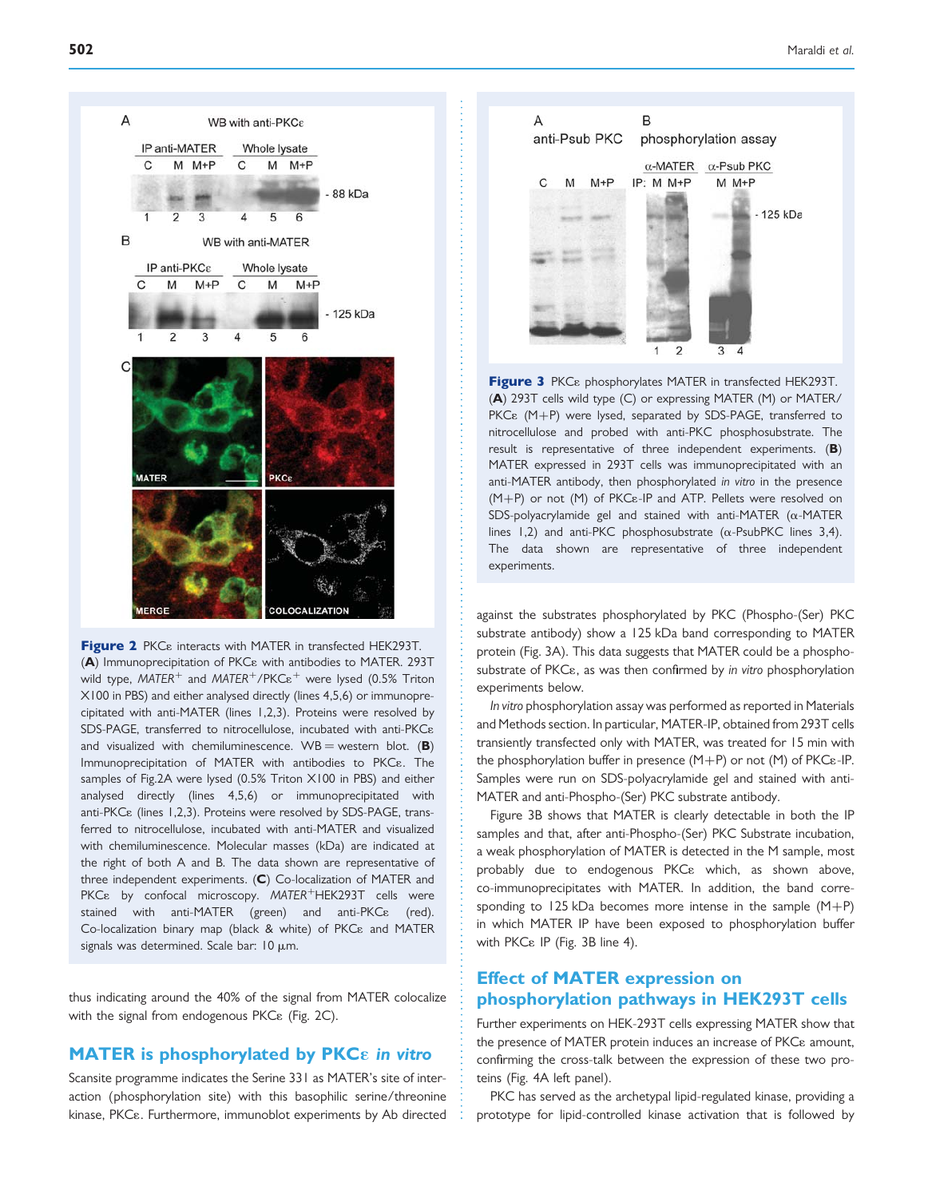**Figure 2** PKCε interacts with MATER in transfected HEK293T. (**A**) Immunoprecipitation of PKCε with antibodies to MATER. 293T wild type, *MATER*+ and *MATER*+/*PKCε*+ were lysed (0.5% Triton X100 in PBS) and either analysed directly (lines 4,5,6) or immunoprecipitated with anti-MATER (lines 1,2,3). Proteins were resolved by SDS-PAGE, transferred to nitrocellulose, incubated with anti-PKCε and visualized with chemiluminescence. WB = western blot. (**B**) Immunoprecipitation of MATER with antibodies to PKCε. The samples of Fig.2A were lysed (0.5% Triton X100 in PBS) and either analysed directly (lines 4,5,6) or immunoprecipitated with anti-PKCε (lines 1,2,3). Proteins were resolved by SDS-PAGE, transferred to nitrocellulose, incubated with anti-MATER and visualized with chemiluminescence. Molecular masses (kDa) are indicated at the right of both A and B. The data shown are representative of three independent experiments. (**C**) Co-localization of MATER and PKCε by confocal microscopy. *MATER*+HEK293T cells were stained with anti-MATER (green) and anti-PKCε (red). Co-localization binary map (black & white) of PKCε and MATER signals was determined. Scale bar: 10 μm.

thus indicating around the 40% of the signal from MATER colocalize with the signal from endogenous PKCε (Fig. 2C).

## MATER is phosphorylated by PKCε *in vitro*

Scansite programme indicates the Serine 331 as MATER's site of interaction (phosphorylation site) with this basophilic serine/threonine kinase, PKCε. Furthermore, immunoblot experiments by Ab directed against the substrates phosphorylated by PKC (Phospho-(Ser) PKC substrate antibody) show a 125 kDa band corresponding to MATER protein (Fig. 3A). This data suggests that MATER could be a phosphosubstrate of PKCε, as was then confirmed by *in vitro* phosphorylation experiments below.

*In vitro* phosphorylation assay was performed as reported in Materials and Methods section. In particular, MATER-IP, obtained from 293T cells transiently transfected only with MATER, was treated for 15 min with the phosphorylation buffer in presence (M+P) or not (M) of PKCε-IP. Samples were run on SDS-polyacrylamide gel and stained with anti-MATER and anti-Phospho-(Ser) PKC substrate antibody.

Figure 3B shows that MATER is clearly detectable in both the IP samples and that, after anti-Phospho-(Ser) PKC Substrate incubation, a weak phosphorylation of MATER is detected in the M sample, most probably due to endogenous PKCε which, as shown above, co-immunoprecipitates with MATER. In addition, the band corresponding to 125 kDa becomes more intense in the sample (M+P) in which MATER IP have been exposed to phosphorylation buffer with PKCε IP (Fig. 3B line 4).

**Figure 3** PKCε phosphorylates MATER in transfected HEK293T. (**A**) 293T cells wild type (C) or expressing MATER (M) or MATER/PKCε (M+P) were lysed, separated by SDS-PAGE, transferred to nitrocellulose and probed with anti-PKC phosphosubstrate. The result is representative of three independent experiments. (**B**) MATER expressed in 293T cells was immunoprecipitated with an anti-MATER antibody, then phosphorylated *in vitro* in the presence (M+P) or not (M) of PKCε-IP and ATP. Pellets were resolved on SDS-polyacrylamide gel and stained with anti-MATER (α-MATER lines 1,2) and anti-PKC phosphosubstrate (α-PsubPKC lines 3,4). The data shown are representative of three independent experiments.

## Effect of MATER expression on phosphorylation pathways in HEK293T cells

Further experiments on HEK-293T cells expressing MATER show that the presence of MATER protein induces an increase of PKCε amount, confirming the cross-talk between the expression of these two proteins (Fig. 4A left panel).

PKC has served as the archetypal lipid-regulated kinase, providing a prototype for lipid-controlled kinase activation that is followed by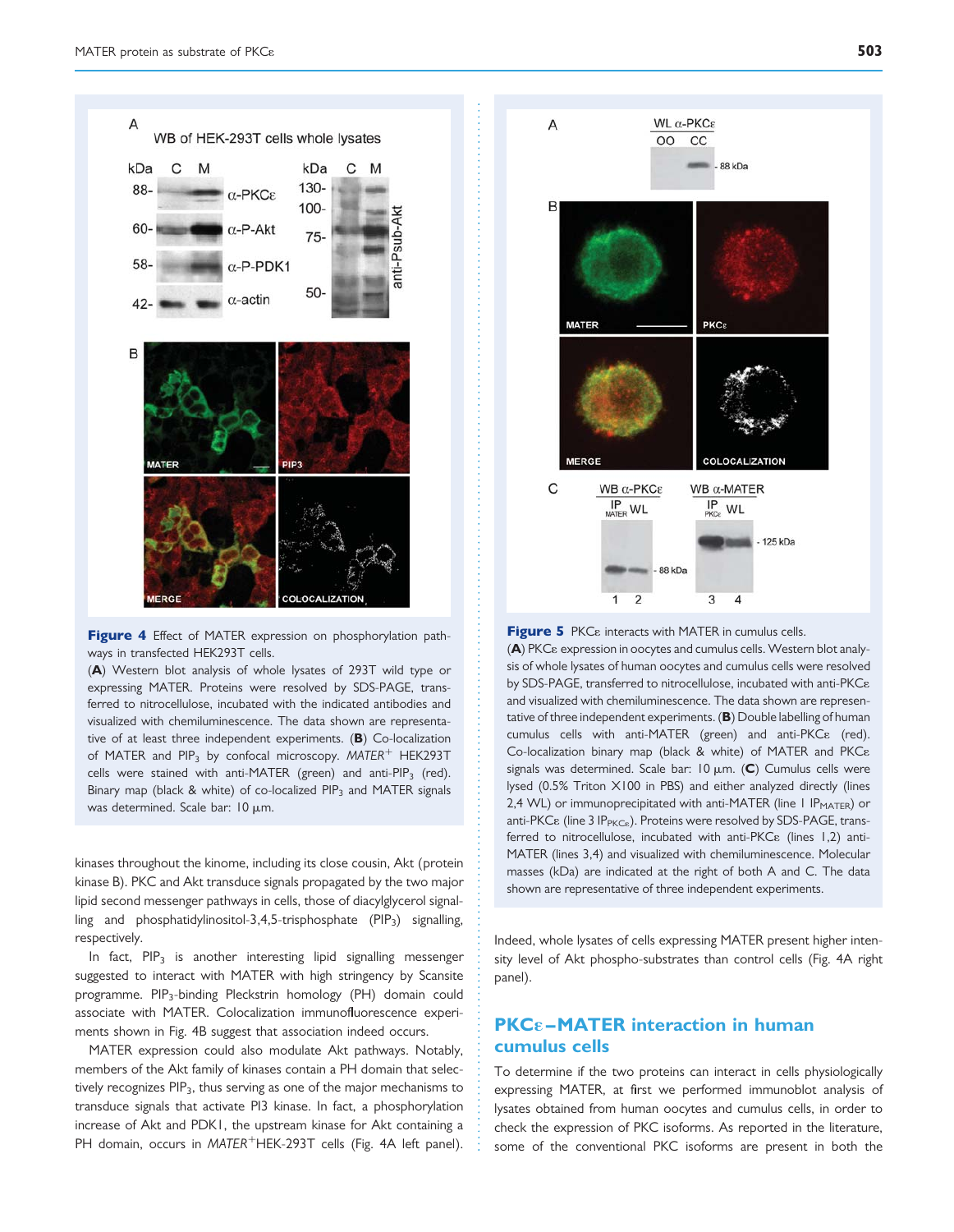**Figure 4** Effect of MATER expression on phosphorylation pathways in transfected HEK293T cells.
(**A**) Western blot analysis of whole lysates of 293T wild type or expressing MATER. Proteins were resolved by SDS-PAGE, transferred to nitrocellulose, incubated with the indicated antibodies and visualized with chemiluminescence. The data shown are representative of at least three independent experiments. (**B**) Co-localization of MATER and $PIP_3$ by confocal microscopy. *MATER*$^{+}$ HEK293T cells were stained with anti-MATER (green) and anti-$PIP_3$ (red). Binary map (black & white) of co-localized $PIP_3$ and MATER signals was determined. Scale bar: 10 µm.

**Figure 5** PKCε interacts with MATER in cumulus cells.
(**A**) PKCε expression in oocytes and cumulus cells. Western blot analysis of whole lysates of human oocytes and cumulus cells were resolved by SDS-PAGE, transferred to nitrocellulose, incubated with anti-PKCε and visualized with chemiluminescence. The data shown are representative of three independent experiments. (**B**) Double labelling of human cumulus cells with anti-MATER (green) and anti-PKCε (red). Co-localization binary map (black & white) of MATER and PKCε signals was determined. Scale bar: 10 µm. (**C**) Cumulus cells were lysed (0.5% Triton X100 in PBS) and either analyzed directly (lines 2,4 WL) or immunoprecipitated with anti-MATER (line 1 $IP_{MATER}$) or anti-PKCε (line 3 $IP_{PKCε}$). Proteins were resolved by SDS-PAGE, transferred to nitrocellulose, incubated with anti-PKCε (lines 1,2) anti-MATER (lines 3,4) and visualized with chemiluminescence. Molecular masses (kDa) are indicated at the right of both A and C. The data shown are representative of three independent experiments.

kinases throughout the kinome, including its close cousin, Akt (protein kinase B). PKC and Akt transduce signals propagated by the two major lipid second messenger pathways in cells, those of diacylglycerol signalling and phosphatidylinositol-3,4,5-trisphosphate ($PIP_3$) signalling, respectively.

In fact, $PIP_3$ is another interesting lipid signalling messenger suggested to interact with MATER with high stringency by Scansite programme. $PIP_3$-binding Pleckstrin homology (PH) domain could associate with MATER. Colocalization immunofluorescence experiments shown in Fig. 4B suggest that association indeed occurs.

MATER expression could also modulate Akt pathways. Notably, members of the Akt family of kinases contain a PH domain that selectively recognizes $PIP_3$, thus serving as one of the major mechanisms to transduce signals that activate PI3 kinase. In fact, a phosphorylation increase of Akt and PDK1, the upstream kinase for Akt containing a PH domain, occurs in *MATER*$^{+}$HEK-293T cells (Fig. 4A left panel). Indeed, whole lysates of cells expressing MATER present higher intensity level of Akt phospho-substrates than control cells (Fig. 4A right panel).

## PKCε–MATER interaction in human cumulus cells

To determine if the two proteins can interact in cells physiologically expressing MATER, at first we performed immunoblot analysis of lysates obtained from human oocytes and cumulus cells, in order to check the expression of PKC isoforms. As reported in the literature, some of the conventional PKC isoforms are present in both the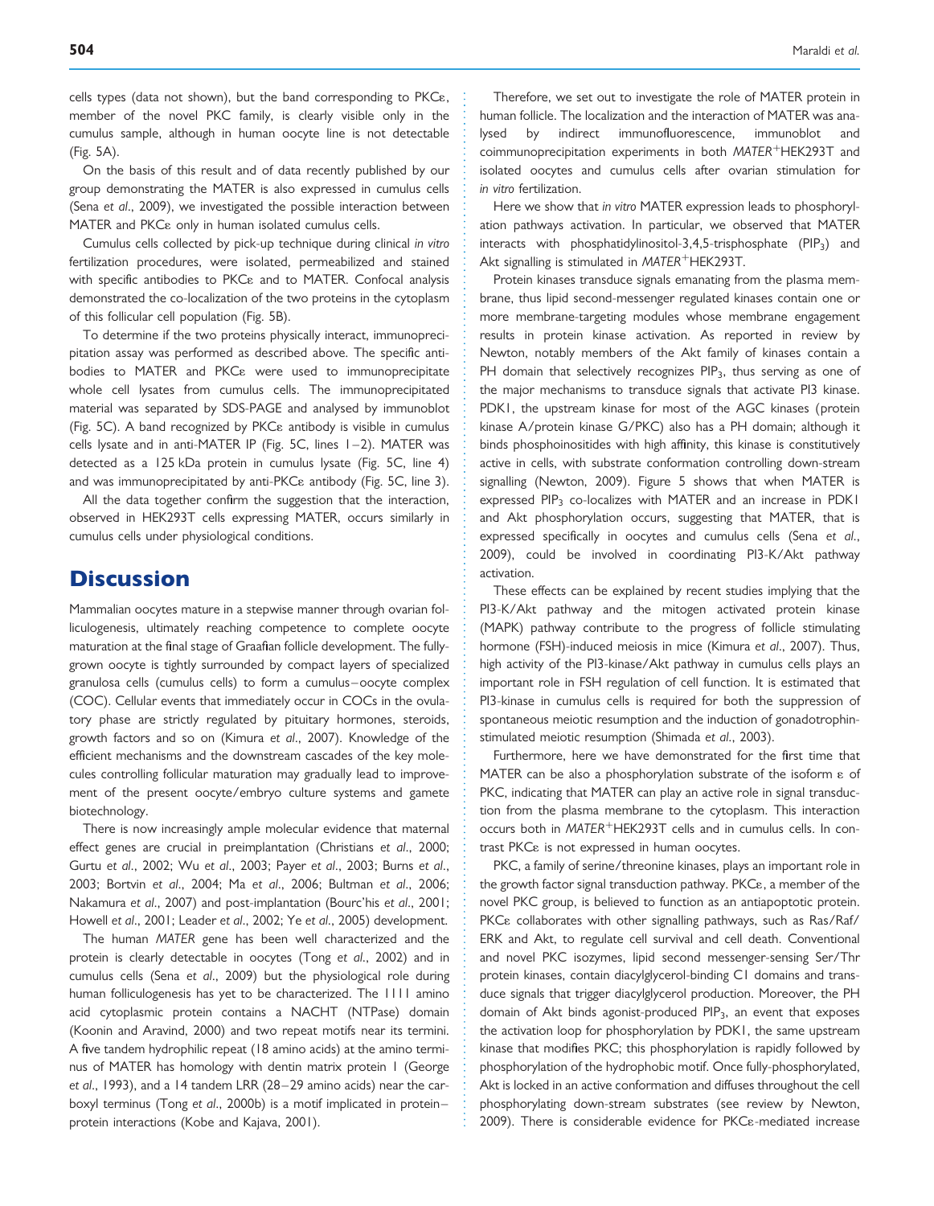cells types (data not shown), but the band corresponding to PKCε, member of the novel PKC family, is clearly visible only in the cumulus sample, although in human oocyte line is not detectable (Fig. 5A).

On the basis of this result and of data recently published by our group demonstrating the MATER is also expressed in cumulus cells (Sena *et al*., 2009), we investigated the possible interaction between MATER and PKCε only in human isolated cumulus cells.

Cumulus cells collected by pick-up technique during clinical *in vitro* fertilization procedures, were isolated, permeabilized and stained with specific antibodies to PKCε and to MATER. Confocal analysis demonstrated the co-localization of the two proteins in the cytoplasm of this follicular cell population (Fig. 5B).

To determine if the two proteins physically interact, immunoprecipitation assay was performed as described above. The specific antibodies to MATER and PKCε were used to immunoprecipitate whole cell lysates from cumulus cells. The immunoprecipitated material was separated by SDS-PAGE and analysed by immunoblot (Fig. 5C). A band recognized by PKCε antibody is visible in cumulus cells lysate and in anti-MATER IP (Fig. 5C, lines 1–2). MATER was detected as a 125 kDa protein in cumulus lysate (Fig. 5C, line 4) and was immunoprecipitated by anti-PKCε antibody (Fig. 5C, line 3).

All the data together confirm the suggestion that the interaction, observed in HEK293T cells expressing MATER, occurs similarly in cumulus cells under physiological conditions.

# Discussion

Mammalian oocytes mature in a stepwise manner through ovarian folliculogenesis, ultimately reaching competence to complete oocyte maturation at the final stage of Graafian follicle development. The fully-grown oocyte is tightly surrounded by compact layers of specialized granulosa cells (cumulus cells) to form a cumulus–oocyte complex (COC). Cellular events that immediately occur in COCs in the ovulatory phase are strictly regulated by pituitary hormones, steroids, growth factors and so on (Kimura *et al*., 2007). Knowledge of the efficient mechanisms and the downstream cascades of the key molecules controlling follicular maturation may gradually lead to improvement of the present oocyte/embryo culture systems and gamete biotechnology.

There is now increasingly ample molecular evidence that maternal effect genes are crucial in preimplantation (Christians *et al*., 2000; Gurtu *et al*., 2002; Wu *et al*., 2003; Payer *et al*., 2003; Burns *et al*., 2003; Bortvin *et al*., 2004; Ma *et al*., 2006; Bultman *et al*., 2006; Nakamura *et al*., 2007) and post-implantation (Bourc'his *et al*., 2001; Howell *et al*., 2001; Leader *et al*., 2002; Ye *et al*., 2005) development.

The human *MATER* gene has been well characterized and the protein is clearly detectable in oocytes (Tong *et al*., 2002) and in cumulus cells (Sena *et al*., 2009) but the physiological role during human folliculogenesis has yet to be characterized. The 1111 amino acid cytoplasmic protein contains a NACHT (NTPase) domain (Koonin and Aravind, 2000) and two repeat motifs near its termini. A five tandem hydrophilic repeat (18 amino acids) at the amino terminus of MATER has homology with dentin matrix protein 1 (George *et al*., 1993), and a 14 tandem LRR (28–29 amino acids) near the carboxyl terminus (Tong *et al*., 2000b) is a motif implicated in protein–protein interactions (Kobe and Kajava, 2001).

Therefore, we set out to investigate the role of MATER protein in human follicle. The localization and the interaction of MATER was analysed by indirect immunofluorescence, immunoblot and coimmunoprecipitation experiments in both *MATER*$^{+}$HEK293T and isolated oocytes and cumulus cells after ovarian stimulation for *in vitro* fertilization.

Here we show that *in vitro* MATER expression leads to phosphorylation pathways activation. In particular, we observed that MATER interacts with phosphatidylinositol-3,4,5-trisphosphate ($PIP_3$) and Akt signalling is stimulated in *MATER*$^{+}$HEK293T.

Protein kinases transduce signals emanating from the plasma membrane, thus lipid second-messenger regulated kinases contain one or more membrane-targeting modules whose membrane engagement results in protein kinase activation. As reported in review by Newton, notably members of the Akt family of kinases contain a PH domain that selectively recognizes $PIP_3$, thus serving as one of the major mechanisms to transduce signals that activate PI3 kinase. PDK1, the upstream kinase for most of the AGC kinases (protein kinase A/protein kinase G/PKC) also has a PH domain; although it binds phosphoinositides with high affinity, this kinase is constitutively active in cells, with substrate conformation controlling down-stream signalling (Newton, 2009). Figure 5 shows that when MATER is expressed $PIP_3$ co-localizes with MATER and an increase in PDK1 and Akt phosphorylation occurs, suggesting that MATER, that is expressed specifically in oocytes and cumulus cells (Sena *et al*., 2009), could be involved in coordinating PI3-K/Akt pathway activation.

These effects can be explained by recent studies implying that the PI3-K/Akt pathway and the mitogen activated protein kinase (MAPK) pathway contribute to the progress of follicle stimulating hormone (FSH)-induced meiosis in mice (Kimura *et al*., 2007). Thus, high activity of the PI3-kinase/Akt pathway in cumulus cells plays an important role in FSH regulation of cell function. It is estimated that PI3-kinase in cumulus cells is required for both the suppression of spontaneous meiotic resumption and the induction of gonadotrophin-stimulated meiotic resumption (Shimada *et al*., 2003).

Furthermore, here we have demonstrated for the first time that MATER can be also a phosphorylation substrate of the isoform ε of PKC, indicating that MATER can play an active role in signal transduction from the plasma membrane to the cytoplasm. This interaction occurs both in *MATER*$^{+}$HEK293T cells and in cumulus cells. In contrast PKCε is not expressed in human oocytes.

PKC, a family of serine/threonine kinases, plays an important role in the growth factor signal transduction pathway. PKCε, a member of the novel PKC group, is believed to function as an antiapoptotic protein. PKCε collaborates with other signalling pathways, such as Ras/Raf/ERK and Akt, to regulate cell survival and cell death. Conventional and novel PKC isozymes, lipid second messenger-sensing Ser/Thr protein kinases, contain diacylglycerol-binding C1 domains and transduce signals that trigger diacylglycerol production. Moreover, the PH domain of Akt binds agonist-produced $PIP_3$, an event that exposes the activation loop for phosphorylation by PDK1, the same upstream kinase that modifies PKC; this phosphorylation is rapidly followed by phosphorylation of the hydrophobic motif. Once fully-phosphorylated, Akt is locked in an active conformation and diffuses throughout the cell phosphorylating down-stream substrates (see review by Newton, 2009). There is considerable evidence for PKCε-mediated increase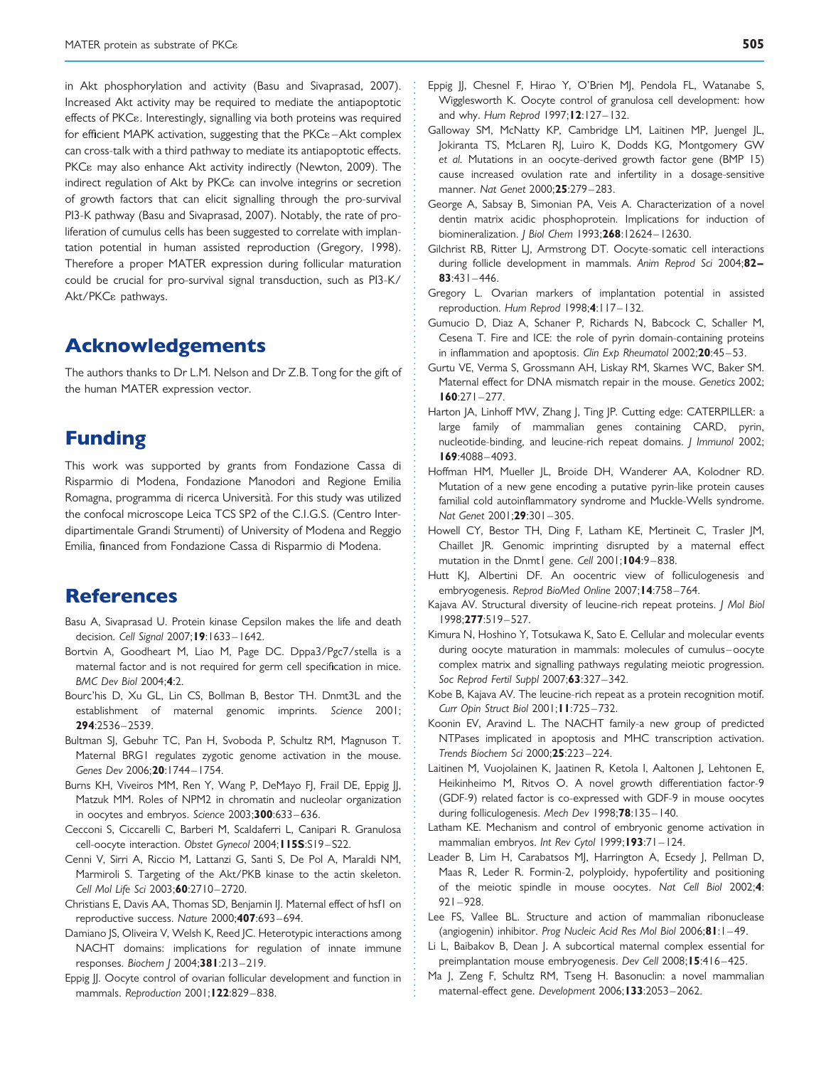in Akt phosphorylation and activity (Basu and Sivaprasad, 2007). Increased Akt activity may be required to mediate the antiapoptotic effects of PKCε. Interestingly, signalling via both proteins was required for efficient MAPK activation, suggesting that the PKCε–Akt complex can cross-talk with a third pathway to mediate its antiapoptotic effects. PKCε may also enhance Akt activity indirectly (Newton, 2009). The indirect regulation of Akt by PKCε can involve integrins or secretion of growth factors that can elicit signalling through the pro-survival PI3-K pathway (Basu and Sivaprasad, 2007). Notably, the rate of proliferation of cumulus cells has been suggested to correlate with implantation potential in human assisted reproduction (Gregory, 1998). Therefore a proper MATER expression during follicular maturation could be crucial for pro-survival signal transduction, such as PI3-K/Akt/PKCε pathways.

# Acknowledgements

The authors thanks to Dr L.M. Nelson and Dr Z.B. Tong for the gift of the human MATER expression vector.

# Funding

This work was supported by grants from Fondazione Cassa di Risparmio di Modena, Fondazione Manodori and Regione Emilia Romagna, programma di ricerca Università. For this study was utilized the confocal microscope Leica TCS SP2 of the C.I.G.S. (Centro Interdipartimentale Grandi Strumenti) of University of Modena and Reggio Emilia, financed from Fondazione Cassa di Risparmio di Modena.

# References

Basu A, Sivaprasad U. Protein kinase Cepsilon makes the life and death decision. *Cell Signal* 2007;**19**:1633–1642.

Bortvin A, Goodheart M, Liao M, Page DC. Dppa3/Pgc7/stella is a maternal factor and is not required for germ cell specification in mice. *BMC Dev Biol* 2004;**4**:2.

Bourc'his D, Xu GL, Lin CS, Bollman B, Bestor TH. Dnmt3L and the establishment of maternal genomic imprints. *Science* 2001; **294**:2536–2539.

Bultman SJ, Gebuhr TC, Pan H, Svoboda P, Schultz RM, Magnuson T. Maternal BRG1 regulates zygotic genome activation in the mouse. *Genes Dev* 2006;**20**:1744–1754.

Burns KH, Viveiros MM, Ren Y, Wang P, DeMayo FJ, Frail DE, Eppig JJ, Matzuk MM. Roles of NPM2 in chromatin and nucleolar organization in oocytes and embryos. *Science* 2003;**300**:633–636.

Cecconi S, Ciccarelli C, Barberi M, Scaldaferri L, Canipari R. Granulosa cell-oocyte interaction. *Obstet Gynecol* 2004;**115S**:S19–S22.

Cenni V, Sirri A, Riccio M, Lattanzi G, Santi S, De Pol A, Maraldi NM, Marmiroli S. Targeting of the Akt/PKB kinase to the actin skeleton. *Cell Mol Life Sci* 2003;**60**:2710–2720.

Christians E, Davis AA, Thomas SD, Benjamin IJ. Maternal effect of hsf1 on reproductive success. *Nature* 2000;**407**:693–694.

Damiano JS, Oliveira V, Welsh K, Reed JC. Heterotypic interactions among NACHT domains: implications for regulation of innate immune responses. *Biochem J* 2004;**381**:213–219.

Eppig JJ. Oocyte control of ovarian follicular development and function in mammals. *Reproduction* 2001;**122**:829–838.

Eppig JJ, Chesnel F, Hirao Y, O'Brien MJ, Pendola FL, Watanabe S, Wigglesworth K. Oocyte control of granulosa cell development: how and why. *Hum Reprod* 1997;**12**:127–132.

Galloway SM, McNatty KP, Cambridge LM, Laitinen MP, Juengel JL, Jokiranta TS, McLaren RJ, Luiro K, Dodds KG, Montgomery GW *et al*. Mutations in an oocyte-derived growth factor gene (BMP 15) cause increased ovulation rate and infertility in a dosage-sensitive manner. *Nat Genet* 2000;**25**:279–283.

George A, Sabsay B, Simonian PA, Veis A. Characterization of a novel dentin matrix acidic phosphoprotein. Implications for induction of biomineralization. *J Biol Chem* 1993;**268**:12624–12630.

Gilchrist RB, Ritter LJ, Armstrong DT. Oocyte-somatic cell interactions during follicle development in mammals. *Anim Reprod Sci* 2004;**82–83**:431–446.

Gregory L. Ovarian markers of implantation potential in assisted reproduction. *Hum Reprod* 1998;**4**:117–132.

Gumucio D, Diaz A, Schaner P, Richards N, Babcock C, Schaller M, Cesena T. Fire and ICE: the role of pyrin domain-containing proteins in inflammation and apoptosis. *Clin Exp Rheumatol* 2002;**20**:45–53.

Gurtu VE, Verma S, Grossmann AH, Liskay RM, Skarnes WC, Baker SM. Maternal effect for DNA mismatch repair in the mouse. *Genetics* 2002; **160**:271–277.

Harton JA, Linhoff MW, Zhang J, Ting JP. Cutting edge: CATERPILLER: a large family of mammalian genes containing CARD, pyrin, nucleotide-binding, and leucine-rich repeat domains. *J Immunol* 2002; **169**:4088–4093.

Hoffman HM, Mueller JL, Broide DH, Wanderer AA, Kolodner RD. Mutation of a new gene encoding a putative pyrin-like protein causes familial cold autoinflammatory syndrome and Muckle-Wells syndrome. *Nat Genet* 2001;**29**:301–305.

Howell CY, Bestor TH, Ding F, Latham KE, Mertineit C, Trasler JM, Chaillet JR. Genomic imprinting disrupted by a maternal effect mutation in the Dnmt1 gene. *Cell* 2001;**104**:9–838.

Hutt KJ, Albertini DF. An oocentric view of folliculogenesis and embryogenesis. *Reprod BioMed Online* 2007;**14**:758–764.

Kajava AV. Structural diversity of leucine-rich repeat proteins. *J Mol Biol* 1998;**277**:519–527.

Kimura N, Hoshino Y, Totsukawa K, Sato E. Cellular and molecular events during oocyte maturation in mammals: molecules of cumulus–oocyte complex matrix and signalling pathways regulating meiotic progression. *Soc Reprod Fertil Suppl* 2007;**63**:327–342.

Kobe B, Kajava AV. The leucine-rich repeat as a protein recognition motif. *Curr Opin Struct Biol* 2001;**11**:725–732.

Koonin EV, Aravind L. The NACHT family-a new group of predicted NTPases implicated in apoptosis and MHC transcription activation. *Trends Biochem Sci* 2000;**25**:223–224.

Laitinen M, Vuojolainen K, Jaatinen R, Ketola I, Aaltonen J, Lehtonen E, Heikinheimo M, Ritvos O. A novel growth differentiation factor-9 (GDF-9) related factor is co-expressed with GDF-9 in mouse oocytes during folliculogenesis. *Mech Dev* 1998;**78**:135–140.

Latham KE. Mechanism and control of embryonic genome activation in mammalian embryos. *Int Rev Cytol* 1999;**193**:71–124.

Leader B, Lim H, Carabatsos MJ, Harrington A, Ecsedy J, Pellman D, Maas R, Leder R. Formin-2, polyploidy, hypofertility and positioning of the meiotic spindle in mouse oocytes. *Nat Cell Biol* 2002;**4**: 921–928.

Lee FS, Vallee BL. Structure and action of mammalian ribonuclease (angiogenin) inhibitor. *Prog Nucleic Acid Res Mol Biol* 2006;**81**:1–49.

Li L, Baibakov B, Dean J. A subcortical maternal complex essential for preimplantation mouse embryogenesis. *Dev Cell* 2008;**15**:416–425.

Ma J, Zeng F, Schultz RM, Tseng H. Basonuclin: a novel mammalian maternal-effect gene. *Development* 2006;**133**:2053–2062.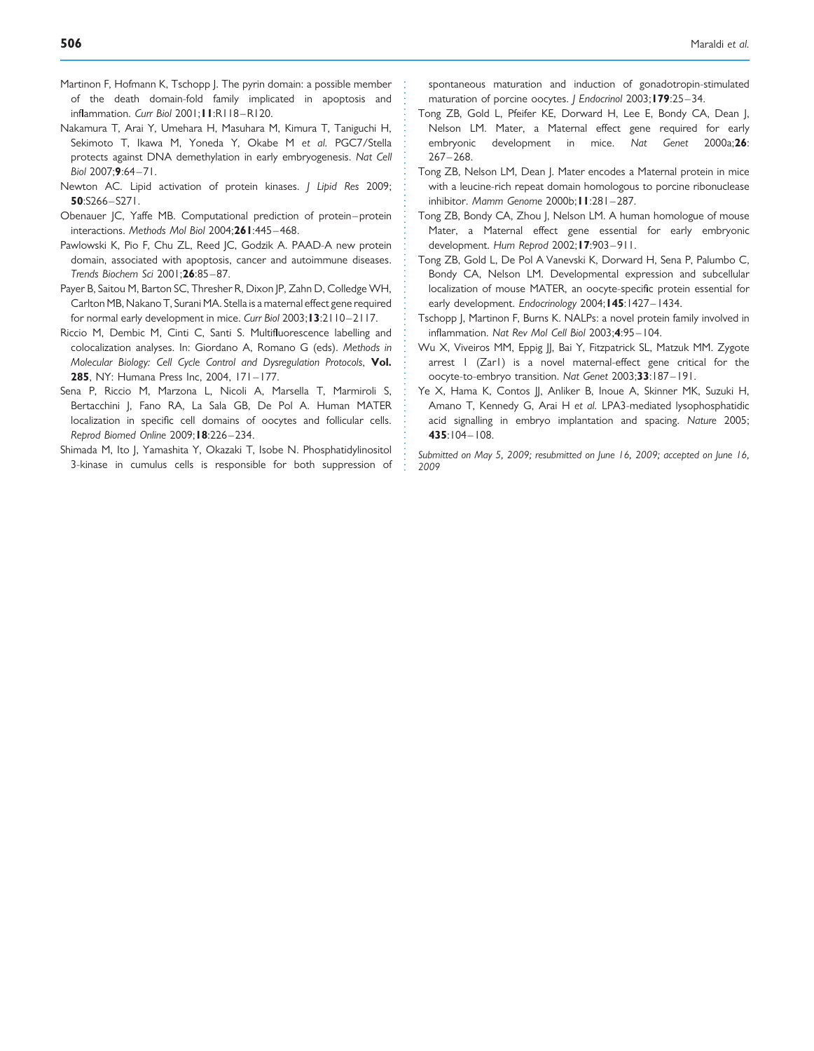Martinon F, Hofmann K, Tschopp J. The pyrin domain: a possible member of the death domain-fold family implicated in apoptosis and inflammation. *Curr Biol* 2001;**11**:R118–R120.

Nakamura T, Arai Y, Umehara H, Masuhara M, Kimura T, Taniguchi H, Sekimoto T, Ikawa M, Yoneda Y, Okabe M *et al.* PGC7/Stella protects against DNA demethylation in early embryogenesis. *Nat Cell Biol* 2007;**9**:64–71.

Newton AC. Lipid activation of protein kinases. *J Lipid Res* 2009; **50**:S266–S271.

Obenauer JC, Yaffe MB. Computational prediction of protein–protein interactions. *Methods Mol Biol* 2004;**261**:445–468.

Pawlowski K, Pio F, Chu ZL, Reed JC, Godzik A. PAAD-A new protein domain, associated with apoptosis, cancer and autoimmune diseases. *Trends Biochem Sci* 2001;**26**:85–87.

Payer B, Saitou M, Barton SC, Thresher R, Dixon JP, Zahn D, Colledge WH, Carlton MB, Nakano T, Surani MA. Stella is a maternal effect gene required for normal early development in mice. *Curr Biol* 2003;**13**:2110–2117.

Riccio M, Dembic M, Cinti C, Santi S. Multifluorescence labelling and colocalization analyses. In: Giordano A, Romano G (eds). *Methods in Molecular Biology: Cell Cycle Control and Dysregulation Protocols*, **Vol. 285**, NY: Humana Press Inc, 2004, 171–177.

Sena P, Riccio M, Marzona L, Nicoli A, Marsella T, Marmiroli S, Bertacchini J, Fano RA, La Sala GB, De Pol A. Human MATER localization in specific cell domains of oocytes and follicular cells. *Reprod Biomed Online* 2009;**18**:226–234.

Shimada M, Ito J, Yamashita Y, Okazaki T, Isobe N. Phosphatidylinositol 3-kinase in cumulus cells is responsible for both suppression of spontaneous maturation and induction of gonadotropin-stimulated maturation of porcine oocytes. *J Endocrinol* 2003;**179**:25–34.

Tong ZB, Gold L, Pfeifer KE, Dorward H, Lee E, Bondy CA, Dean J, Nelson LM. Mater, a Maternal effect gene required for early embryonic development in mice. *Nat Genet* 2000a;**26**: 267–268.

Tong ZB, Nelson LM, Dean J. Mater encodes a Maternal protein in mice with a leucine-rich repeat domain homologous to porcine ribonuclease inhibitor. *Mamm Genome* 2000b;**11**:281–287.

Tong ZB, Bondy CA, Zhou J, Nelson LM. A human homologue of mouse Mater, a Maternal effect gene essential for early embryonic development. *Hum Reprod* 2002;**17**:903–911.

Tong ZB, Gold L, De Pol A Vanevski K, Dorward H, Sena P, Palumbo C, Bondy CA, Nelson LM. Developmental expression and subcellular localization of mouse MATER, an oocyte-specific protein essential for early development. *Endocrinology* 2004;**145**:1427–1434.

Tschopp J, Martinon F, Burns K. NALPs: a novel protein family involved in inflammation. *Nat Rev Mol Cell Biol* 2003;**4**:95–104.

Wu X, Viveiros MM, Eppig JJ, Bai Y, Fitzpatrick SL, Matzuk MM. Zygote arrest 1 (Zar1) is a novel maternal-effect gene critical for the oocyte-to-embryo transition. *Nat Genet* 2003;**33**:187–191.

Ye X, Hama K, Contos JJ, Anliker B, Inoue A, Skinner MK, Suzuki H, Amano T, Kennedy G, Arai H *et al.* LPA3-mediated lysophosphatidic acid signalling in embryo implantation and spacing. *Nature* 2005; **435**:104–108.

*Submitted on May 5, 2009; resubmitted on June 16, 2009; accepted on June 16, 2009*